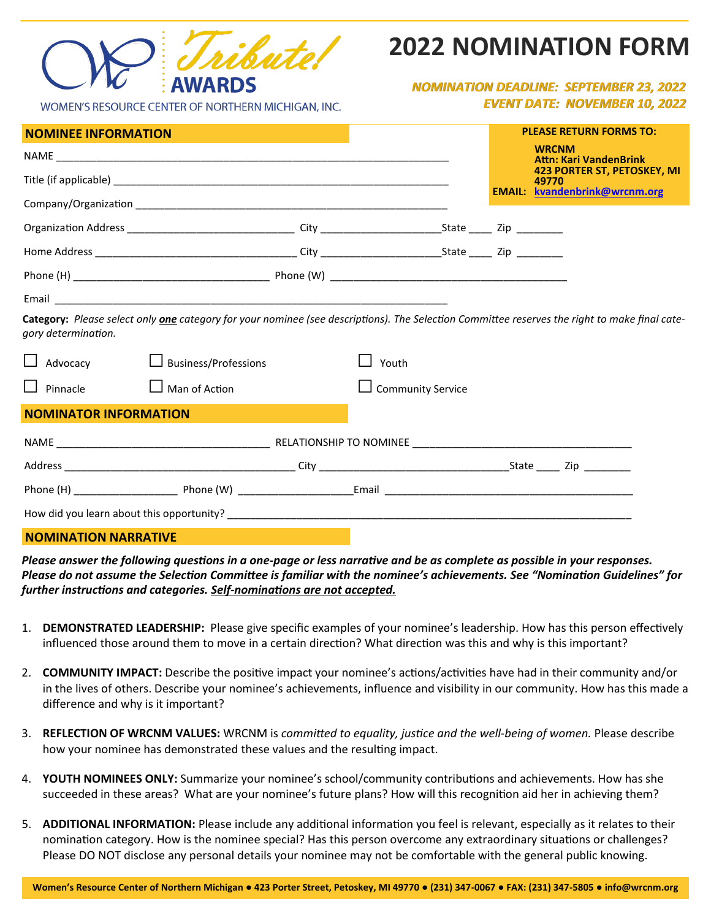# Tribute! AWARDS

WOMEN'S RESOURCE CENTER OF NORTHERN MICHIGAN, INC.

# 2022 NOMINATION FORM

***NOMINATION DEADLINE: SEPTEMBER 23, 2022***
***EVENT DATE: NOVEMBER 10, 2022***

**PLEASE RETURN FORMS TO:**

**WRCNM**
**Attn: Kari VandenBrink**
**423 PORTER ST, PETOSKEY, MI 49770**
**EMAIL: kvandenbrink@wrcnm.org**

## NOMINEE INFORMATION

NAME ____________________________________________

Title (if applicable) ____________________________________________

Company/Organization ____________________________________________

Organization Address ____________________ City ______________ State ____ Zip ________

Home Address ____________________ City ______________ State ____ Zip ________

Phone (H) ______________________ Phone (W) ______________________

Email ____________________________________________

**Category:** *Please select only* ***one*** *category for your nominee (see descriptions). The Selection Committee reserves the right to make final category determination.*

☐ Advocacy ☐ Business/Professions ☐ Youth

☐ Pinnacle ☐ Man of Action ☐ Community Service

## NOMINATOR INFORMATION

NAME ______________________ RELATIONSHIP TO NOMINEE ______________________

Address ______________________ City ______________ State ____ Zip ________

Phone (H) ______________ Phone (W) ______________ Email ______________________

How did you learn about this opportunity? ____________________________________________

## NOMINATION NARRATIVE

***Please answer the following questions in a one-page or less narrative and be as complete as possible in your responses. Please do not assume the Selection Committee is familiar with the nominee's achievements. See "Nomination Guidelines" for further instructions and categories. <u>Self-nominations are not accepted.</u>***

1. **DEMONSTRATED LEADERSHIP:** Please give specific examples of your nominee's leadership. How has this person effectively influenced those around them to move in a certain direction? What direction was this and why is this important?

2. **COMMUNITY IMPACT:** Describe the positive impact your nominee's actions/activities have had in their community and/or in the lives of others. Describe your nominee's achievements, influence and visibility in our community. How has this made a difference and why is it important?

3. **REFLECTION OF WRCNM VALUES:** WRCNM is *committed to equality, justice and the well-being of women.* Please describe how your nominee has demonstrated these values and the resulting impact.

4. **YOUTH NOMINEES ONLY:** Summarize your nominee's school/community contributions and achievements. How has she succeeded in these areas? What are your nominee's future plans? How will this recognition aid her in achieving them?

5. **ADDITIONAL INFORMATION:** Please include any additional information you feel is relevant, especially as it relates to their nomination category. How is the nominee special? Has this person overcome any extraordinary situations or challenges? Please DO NOT disclose any personal details your nominee may not be comfortable with the general public knowing.

**Women's Resource Center of Northern Michigan ● 423 Porter Street, Petoskey, MI 49770 ● (231) 347-0067 ● FAX: (231) 347-5805 ● info@wrcnm.org**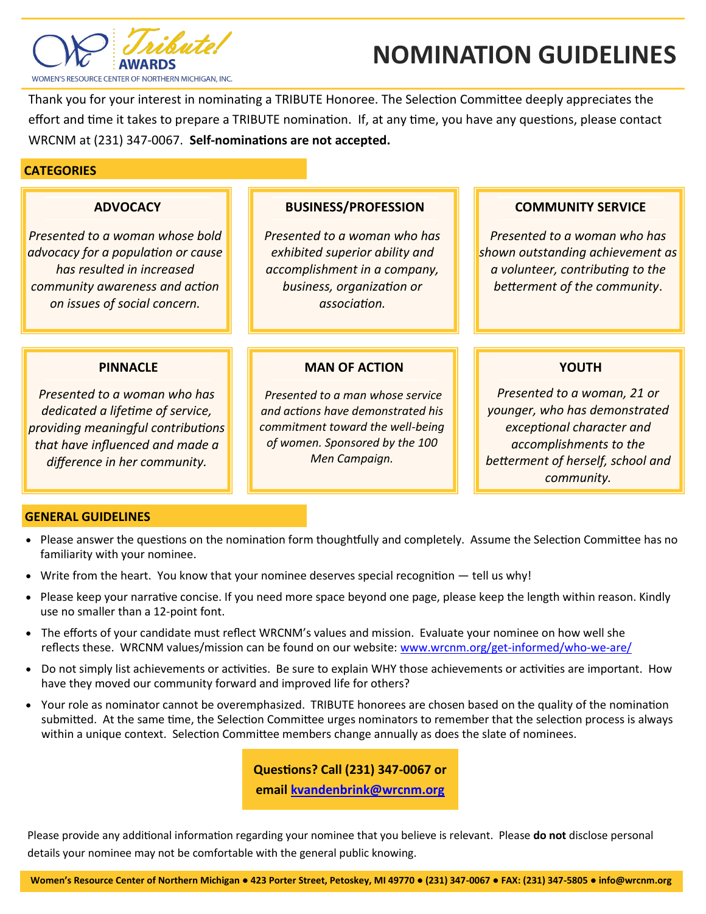Tribute! AWARDS

WOMEN'S RESOURCE CENTER OF NORTHERN MICHIGAN, INC.

# NOMINATION GUIDELINES

Thank you for your interest in nominating a TRIBUTE Honoree. The Selection Committee deeply appreciates the effort and time it takes to prepare a TRIBUTE nomination. If, at any time, you have any questions, please contact WRCNM at (231) 347-0067. **Self-nominations are not accepted.**

## CATEGORIES

### ADVOCACY

*Presented to a woman whose bold advocacy for a population or cause has resulted in increased community awareness and action on issues of social concern.*

### BUSINESS/PROFESSION

*Presented to a woman who has exhibited superior ability and accomplishment in a company, business, organization or association.*

### COMMUNITY SERVICE

*Presented to a woman who has shown outstanding achievement as a volunteer, contributing to the betterment of the community.*

### PINNACLE

*Presented to a woman who has dedicated a lifetime of service, providing meaningful contributions that have influenced and made a difference in her community.*

### MAN OF ACTION

*Presented to a man whose service and actions have demonstrated his commitment toward the well-being of women. Sponsored by the 100 Men Campaign.*

### YOUTH

*Presented to a woman, 21 or younger, who has demonstrated exceptional character and accomplishments to the betterment of herself, school and community.*

## GENERAL GUIDELINES

- Please answer the questions on the nomination form thoughtfully and completely. Assume the Selection Committee has no familiarity with your nominee.
- Write from the heart. You know that your nominee deserves special recognition — tell us why!
- Please keep your narrative concise. If you need more space beyond one page, please keep the length within reason. Kindly use no smaller than a 12-point font.
- The efforts of your candidate must reflect WRCNM's values and mission. Evaluate your nominee on how well she reflects these. WRCNM values/mission can be found on our website: www.wrcnm.org/get-informed/who-we-are/
- Do not simply list achievements or activities. Be sure to explain WHY those achievements or activities are important. How have they moved our community forward and improved life for others?
- Your role as nominator cannot be overemphasized. TRIBUTE honorees are chosen based on the quality of the nomination submitted. At the same time, the Selection Committee urges nominators to remember that the selection process is always within a unique context. Selection Committee members change annually as does the slate of nominees.

**Questions? Call (231) 347-0067 or email kvandenbrink@wrcnm.org**

Please provide any additional information regarding your nominee that you believe is relevant. Please **do not** disclose personal details your nominee may not be comfortable with the general public knowing.

**Women's Resource Center of Northern Michigan ● 423 Porter Street, Petoskey, MI 49770 ● (231) 347-0067 ● FAX: (231) 347-5805 ● info@wrcnm.org**